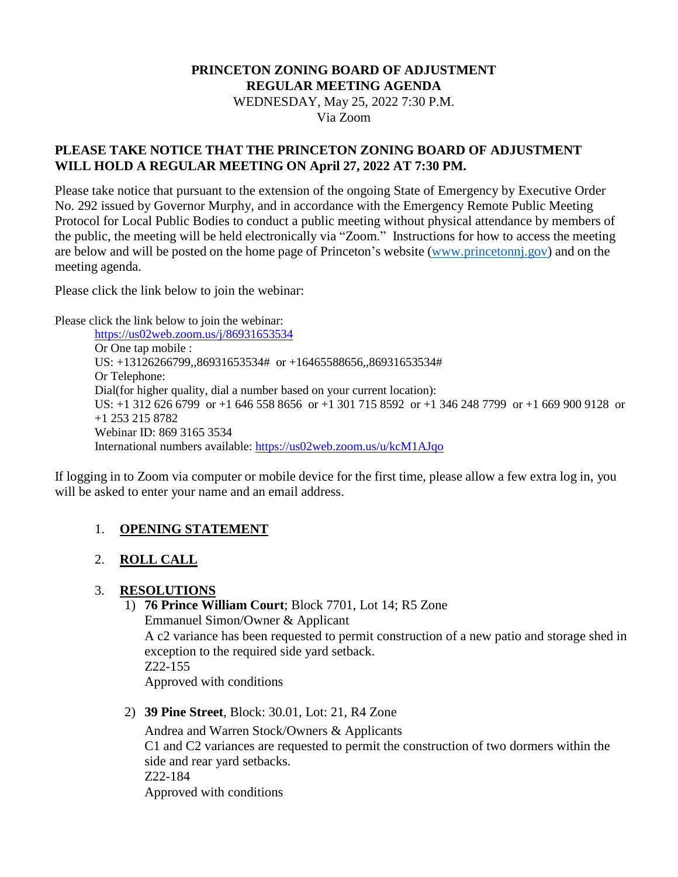# PRINCETON ZONING BOARD OF ADJUSTMENT
## REGULAR MEETING AGENDA

WEDNESDAY, May 25, 2022 7:30 P.M.
Via Zoom

**PLEASE TAKE NOTICE THAT THE PRINCETON ZONING BOARD OF ADJUSTMENT WILL HOLD A REGULAR MEETING ON April 27, 2022 AT 7:30 PM.**

Please take notice that pursuant to the extension of the ongoing State of Emergency by Executive Order No. 292 issued by Governor Murphy, and in accordance with the Emergency Remote Public Meeting Protocol for Local Public Bodies to conduct a public meeting without physical attendance by members of the public, the meeting will be held electronically via "Zoom." Instructions for how to access the meeting are below and will be posted on the home page of Princeton's website (www.princetonnj.gov) and on the meeting agenda.

Please click the link below to join the webinar:

Please click the link below to join the webinar:
https://us02web.zoom.us/j/86931653534
Or One tap mobile :
US: +13126266799,,86931653534# or +16465588656,,86931653534#
Or Telephone:
Dial(for higher quality, dial a number based on your current location):
US: +1 312 626 6799 or +1 646 558 8656 or +1 301 715 8592 or +1 346 248 7799 or +1 669 900 9128 or +1 253 215 8782
Webinar ID: 869 3165 3534
International numbers available: https://us02web.zoom.us/u/kcM1AJqo

If logging in to Zoom via computer or mobile device for the first time, please allow a few extra log in, you will be asked to enter your name and an email address.

1. **OPENING STATEMENT**

2. **ROLL CALL**

3. **RESOLUTIONS**
   1) **76 Prince William Court**; Block 7701, Lot 14; R5 Zone
      Emmanuel Simon/Owner & Applicant
      A c2 variance has been requested to permit construction of a new patio and storage shed in exception to the required side yard setback.
      Z22-155
      Approved with conditions

   2) **39 Pine Street**, Block: 30.01, Lot: 21, R4 Zone
      Andrea and Warren Stock/Owners & Applicants
      C1 and C2 variances are requested to permit the construction of two dormers within the side and rear yard setbacks.
      Z22-184
      Approved with conditions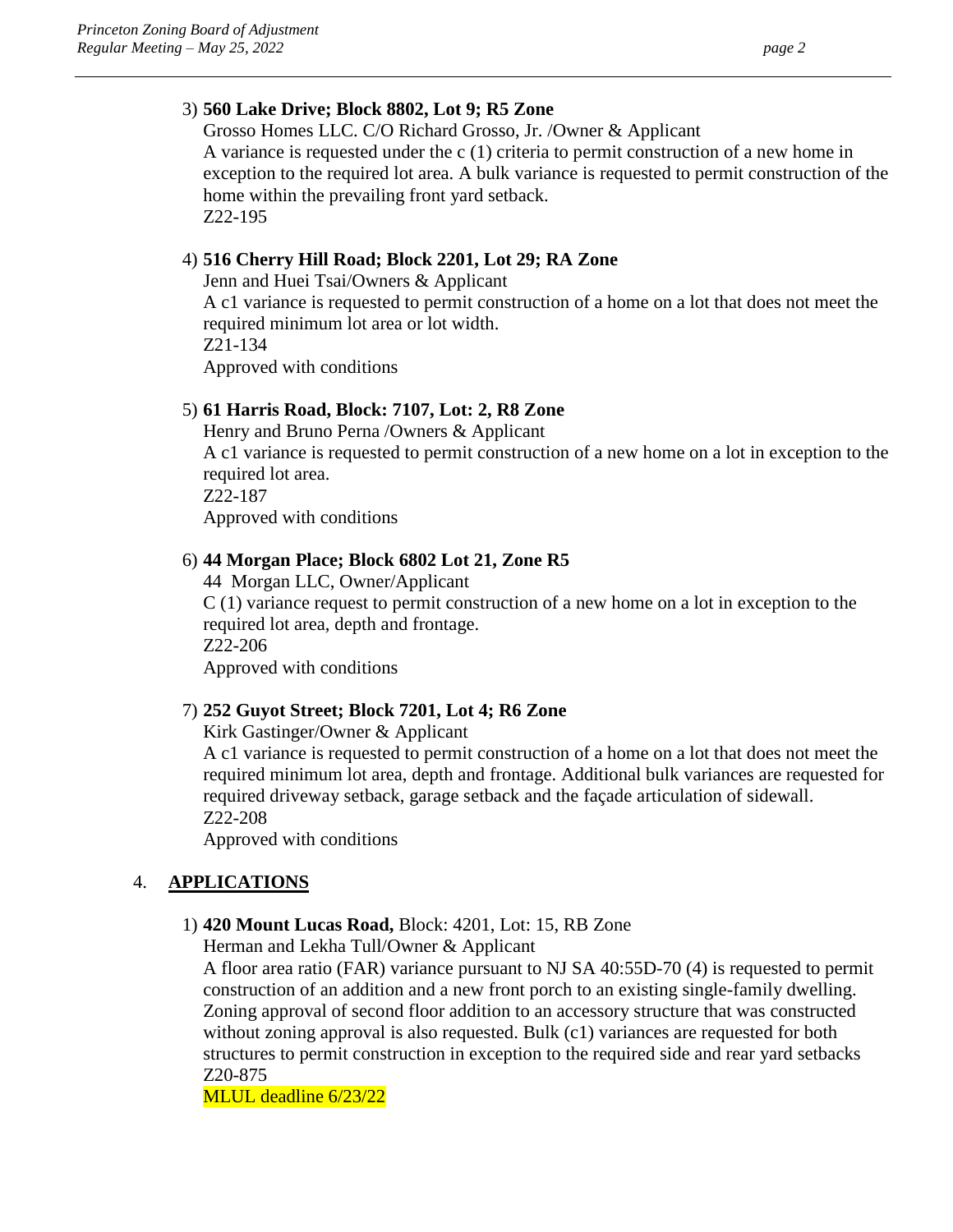3) **560 Lake Drive; Block 8802, Lot 9; R5 Zone**
   Grosso Homes LLC. C/O Richard Grosso, Jr. /Owner & Applicant
   A variance is requested under the c (1) criteria to permit construction of a new home in exception to the required lot area. A bulk variance is requested to permit construction of the home within the prevailing front yard setback.
   Z22-195

4) **516 Cherry Hill Road; Block 2201, Lot 29; RA Zone**
   Jenn and Huei Tsai/Owners & Applicant
   A c1 variance is requested to permit construction of a home on a lot that does not meet the required minimum lot area or lot width.
   Z21-134
   Approved with conditions

5) **61 Harris Road, Block: 7107, Lot: 2, R8 Zone**
   Henry and Bruno Perna /Owners & Applicant
   A c1 variance is requested to permit construction of a new home on a lot in exception to the required lot area.
   Z22-187
   Approved with conditions

6) **44 Morgan Place; Block 6802 Lot 21, Zone R5**
   44 Morgan LLC, Owner/Applicant
   C (1) variance request to permit construction of a new home on a lot in exception to the required lot area, depth and frontage.
   Z22-206
   Approved with conditions

7) **252 Guyot Street; Block 7201, Lot 4; R6 Zone**
   Kirk Gastinger/Owner & Applicant
   A c1 variance is requested to permit construction of a home on a lot that does not meet the required minimum lot area, depth and frontage. Additional bulk variances are requested for required driveway setback, garage setback and the façade articulation of sidewall.
   Z22-208
   Approved with conditions

## 4. APPLICATIONS

1) **420 Mount Lucas Road,** Block: 4201, Lot: 15, RB Zone
   Herman and Lekha Tull/Owner & Applicant
   A floor area ratio (FAR) variance pursuant to NJ SA 40:55D-70 (4) is requested to permit construction of an addition and a new front porch to an existing single-family dwelling. Zoning approval of second floor addition to an accessory structure that was constructed without zoning approval is also requested. Bulk (c1) variances are requested for both structures to permit construction in exception to the required side and rear yard setbacks
   Z20-875
   MLUL deadline 6/23/22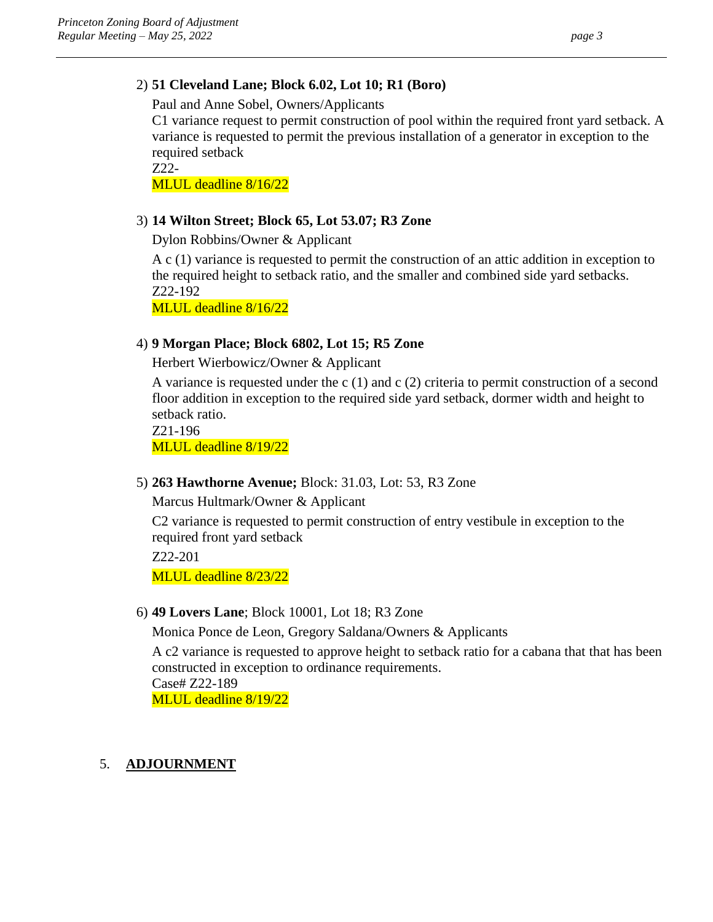2) **51 Cleveland Lane; Block 6.02, Lot 10; R1 (Boro)**

   Paul and Anne Sobel, Owners/Applicants

   C1 variance request to permit construction of pool within the required front yard setback. A variance is requested to permit the previous installation of a generator in exception to the required setback

   Z22-

   MLUL deadline 8/16/22

3) **14 Wilton Street; Block 65, Lot 53.07; R3 Zone**

   Dylon Robbins/Owner & Applicant

   A c (1) variance is requested to permit the construction of an attic addition in exception to the required height to setback ratio, and the smaller and combined side yard setbacks.

   Z22-192

   MLUL deadline 8/16/22

4) **9 Morgan Place; Block 6802, Lot 15; R5 Zone**

   Herbert Wierbowicz/Owner & Applicant

   A variance is requested under the c (1) and c (2) criteria to permit construction of a second floor addition in exception to the required side yard setback, dormer width and height to setback ratio.

   Z21-196

   MLUL deadline 8/19/22

5) **263 Hawthorne Avenue;** Block: 31.03, Lot: 53, R3 Zone

   Marcus Hultmark/Owner & Applicant

   C2 variance is requested to permit construction of entry vestibule in exception to the required front yard setback

   Z22-201

   MLUL deadline 8/23/22

6) **49 Lovers Lane**; Block 10001, Lot 18; R3 Zone

   Monica Ponce de Leon, Gregory Saldana/Owners & Applicants

   A c2 variance is requested to approve height to setback ratio for a cabana that that has been constructed in exception to ordinance requirements.

   Case# Z22-189

   MLUL deadline 8/19/22

5. **ADJOURNMENT**